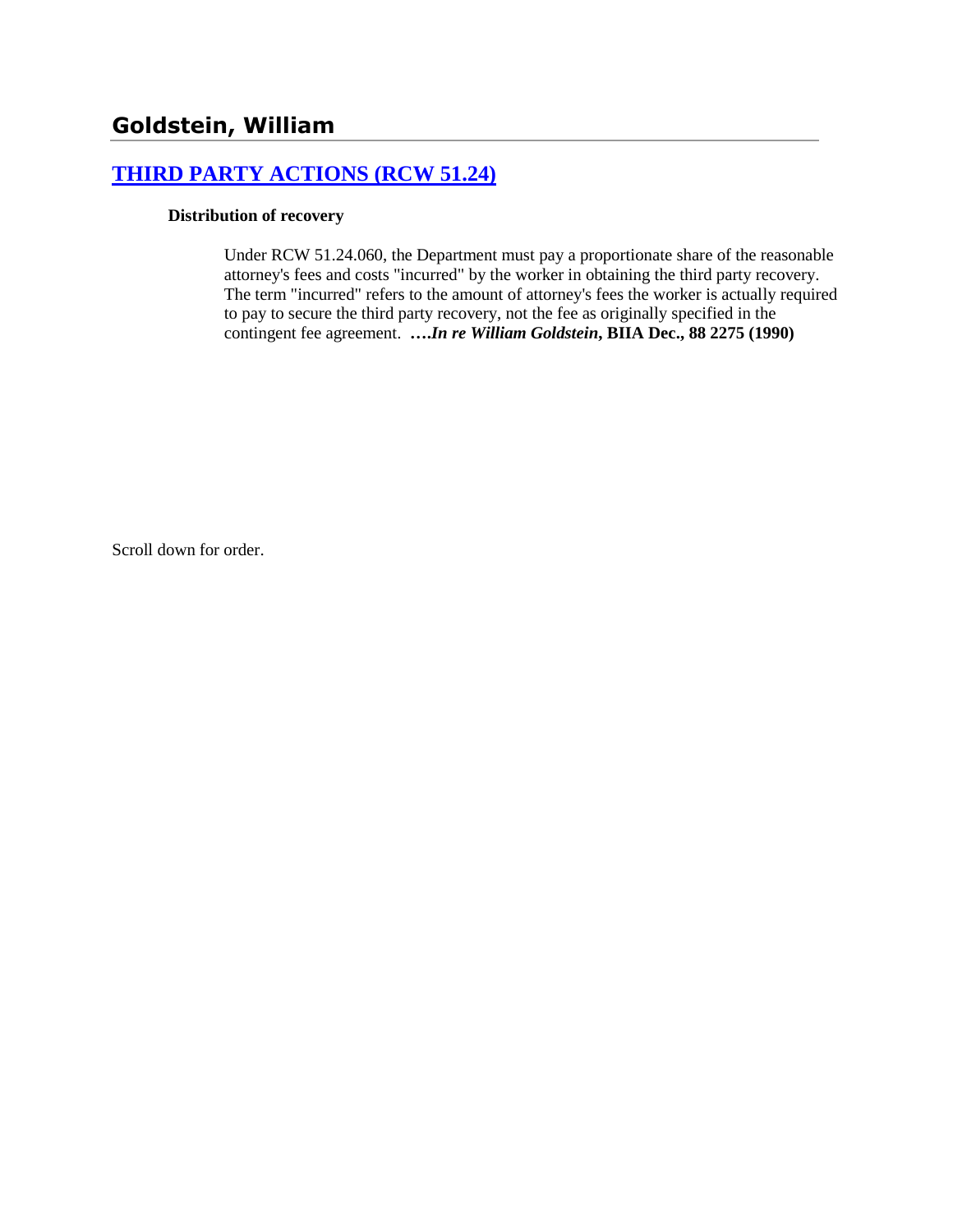## Goldstein, William

### [THIRD PARTY ACTIONS (RCW 51.24)]

**Distribution of recovery**

Under RCW 51.24.060, the Department must pay a proportionate share of the reasonable attorney's fees and costs "incurred" by the worker in obtaining the third party recovery. The term "incurred" refers to the amount of attorney's fees the worker is actually required to pay to secure the third party recovery, not the fee as originally specified in the contingent fee agreement. **….*In re William Goldstein*, BIIA Dec., 88 2275 (1990)**

Scroll down for order.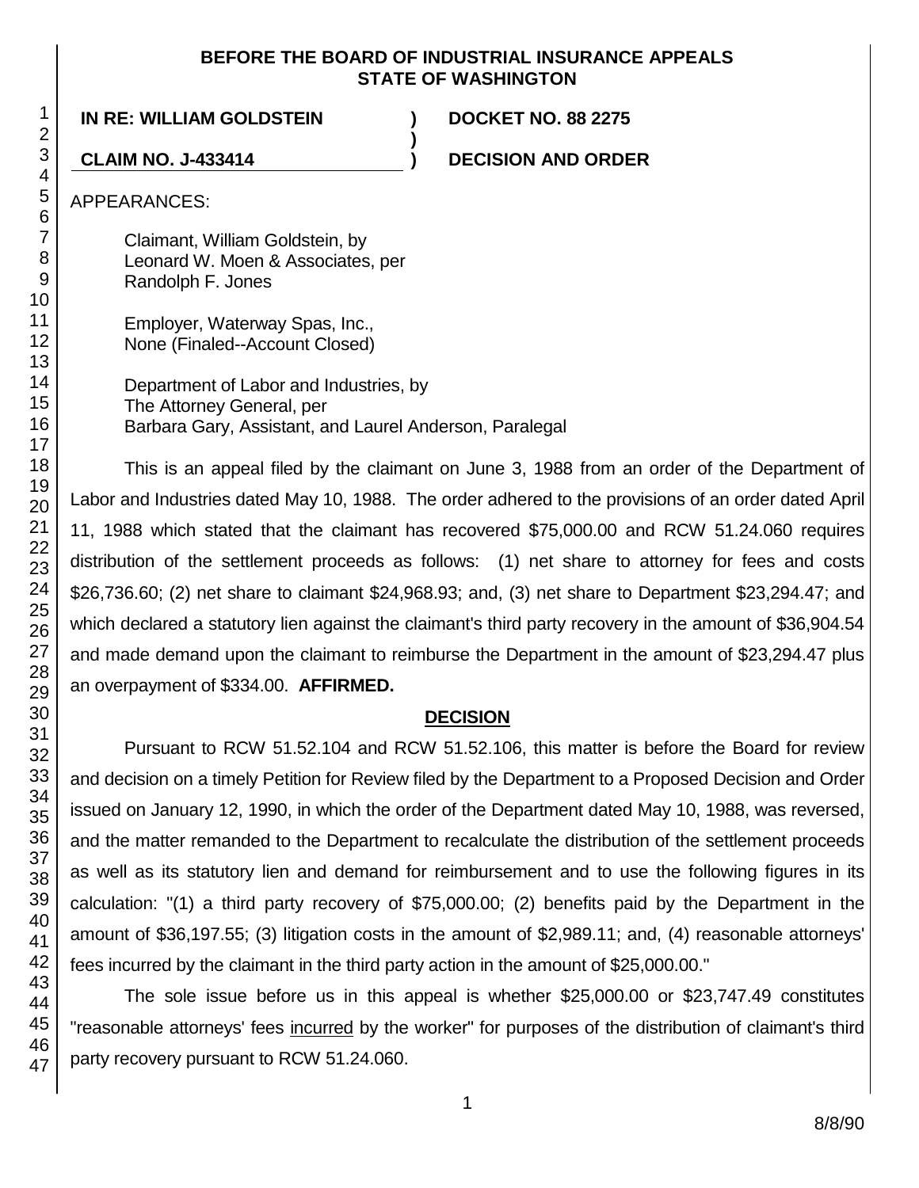**BEFORE THE BOARD OF INDUSTRIAL INSURANCE APPEALS**
**STATE OF WASHINGTON**

**IN RE: WILLIAM GOLDSTEIN** ) **DOCKET NO. 88 2275**
)
**CLAIM NO. J-433414** ) **DECISION AND ORDER**

APPEARANCES:

Claimant, William Goldstein, by
Leonard W. Moen & Associates, per
Randolph F. Jones

Employer, Waterway Spas, Inc.,
None (Finaled--Account Closed)

Department of Labor and Industries, by
The Attorney General, per
Barbara Gary, Assistant, and Laurel Anderson, Paralegal

This is an appeal filed by the claimant on June 3, 1988 from an order of the Department of Labor and Industries dated May 10, 1988. The order adhered to the provisions of an order dated April 11, 1988 which stated that the claimant has recovered $75,000.00 and RCW 51.24.060 requires distribution of the settlement proceeds as follows: (1) net share to attorney for fees and costs $26,736.60; (2) net share to claimant $24,968.93; and, (3) net share to Department $23,294.47; and which declared a statutory lien against the claimant's third party recovery in the amount of $36,904.54 and made demand upon the claimant to reimburse the Department in the amount of $23,294.47 plus an overpayment of $334.00. **AFFIRMED.**

## DECISION

Pursuant to RCW 51.52.104 and RCW 51.52.106, this matter is before the Board for review and decision on a timely Petition for Review filed by the Department to a Proposed Decision and Order issued on January 12, 1990, in which the order of the Department dated May 10, 1988, was reversed, and the matter remanded to the Department to recalculate the distribution of the settlement proceeds as well as its statutory lien and demand for reimbursement and to use the following figures in its calculation: "(1) a third party recovery of $75,000.00; (2) benefits paid by the Department in the amount of $36,197.55; (3) litigation costs in the amount of $2,989.11; and, (4) reasonable attorneys' fees incurred by the claimant in the third party action in the amount of $25,000.00."

The sole issue before us in this appeal is whether $25,000.00 or $23,747.49 constitutes "reasonable attorneys' fees incurred by the worker" for purposes of the distribution of claimant's third party recovery pursuant to RCW 51.24.060.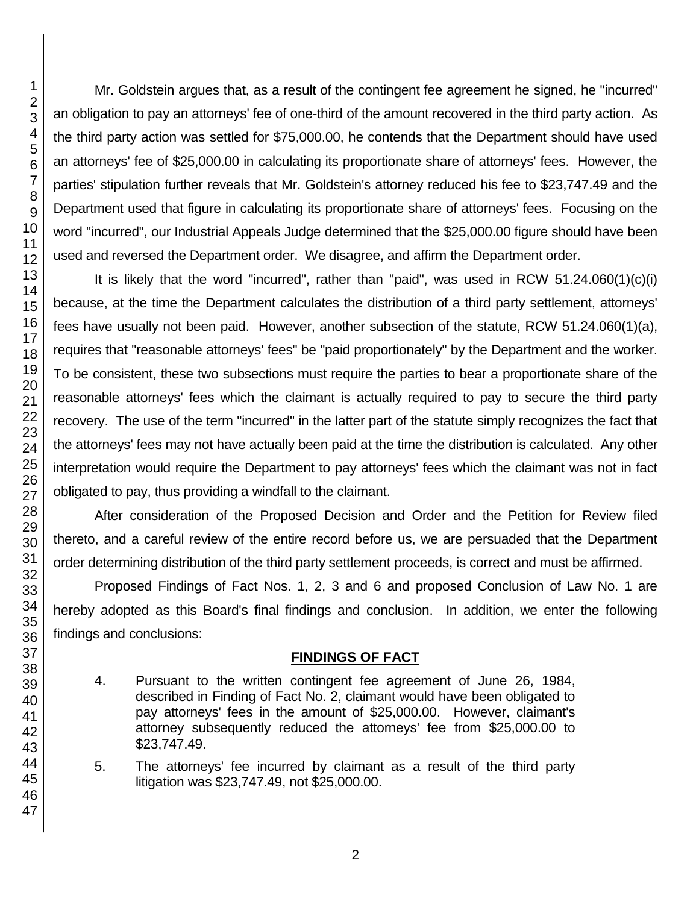Mr. Goldstein argues that, as a result of the contingent fee agreement he signed, he "incurred" an obligation to pay an attorneys' fee of one-third of the amount recovered in the third party action. As the third party action was settled for $75,000.00, he contends that the Department should have used an attorneys' fee of $25,000.00 in calculating its proportionate share of attorneys' fees. However, the parties' stipulation further reveals that Mr. Goldstein's attorney reduced his fee to $23,747.49 and the Department used that figure in calculating its proportionate share of attorneys' fees. Focusing on the word "incurred", our Industrial Appeals Judge determined that the $25,000.00 figure should have been used and reversed the Department order. We disagree, and affirm the Department order.

It is likely that the word "incurred", rather than "paid", was used in RCW 51.24.060(1)(c)(i) because, at the time the Department calculates the distribution of a third party settlement, attorneys' fees have usually not been paid. However, another subsection of the statute, RCW 51.24.060(1)(a), requires that "reasonable attorneys' fees" be "paid proportionately" by the Department and the worker. To be consistent, these two subsections must require the parties to bear a proportionate share of the reasonable attorneys' fees which the claimant is actually required to pay to secure the third party recovery. The use of the term "incurred" in the latter part of the statute simply recognizes the fact that the attorneys' fees may not have actually been paid at the time the distribution is calculated. Any other interpretation would require the Department to pay attorneys' fees which the claimant was not in fact obligated to pay, thus providing a windfall to the claimant.

After consideration of the Proposed Decision and Order and the Petition for Review filed thereto, and a careful review of the entire record before us, we are persuaded that the Department order determining distribution of the third party settlement proceeds, is correct and must be affirmed.

Proposed Findings of Fact Nos. 1, 2, 3 and 6 and proposed Conclusion of Law No. 1 are hereby adopted as this Board's final findings and conclusion. In addition, we enter the following findings and conclusions:

## FINDINGS OF FACT

4. Pursuant to the written contingent fee agreement of June 26, 1984, described in Finding of Fact No. 2, claimant would have been obligated to pay attorneys' fees in the amount of $25,000.00. However, claimant's attorney subsequently reduced the attorneys' fee from $25,000.00 to $23,747.49.

5. The attorneys' fee incurred by claimant as a result of the third party litigation was $23,747.49, not $25,000.00.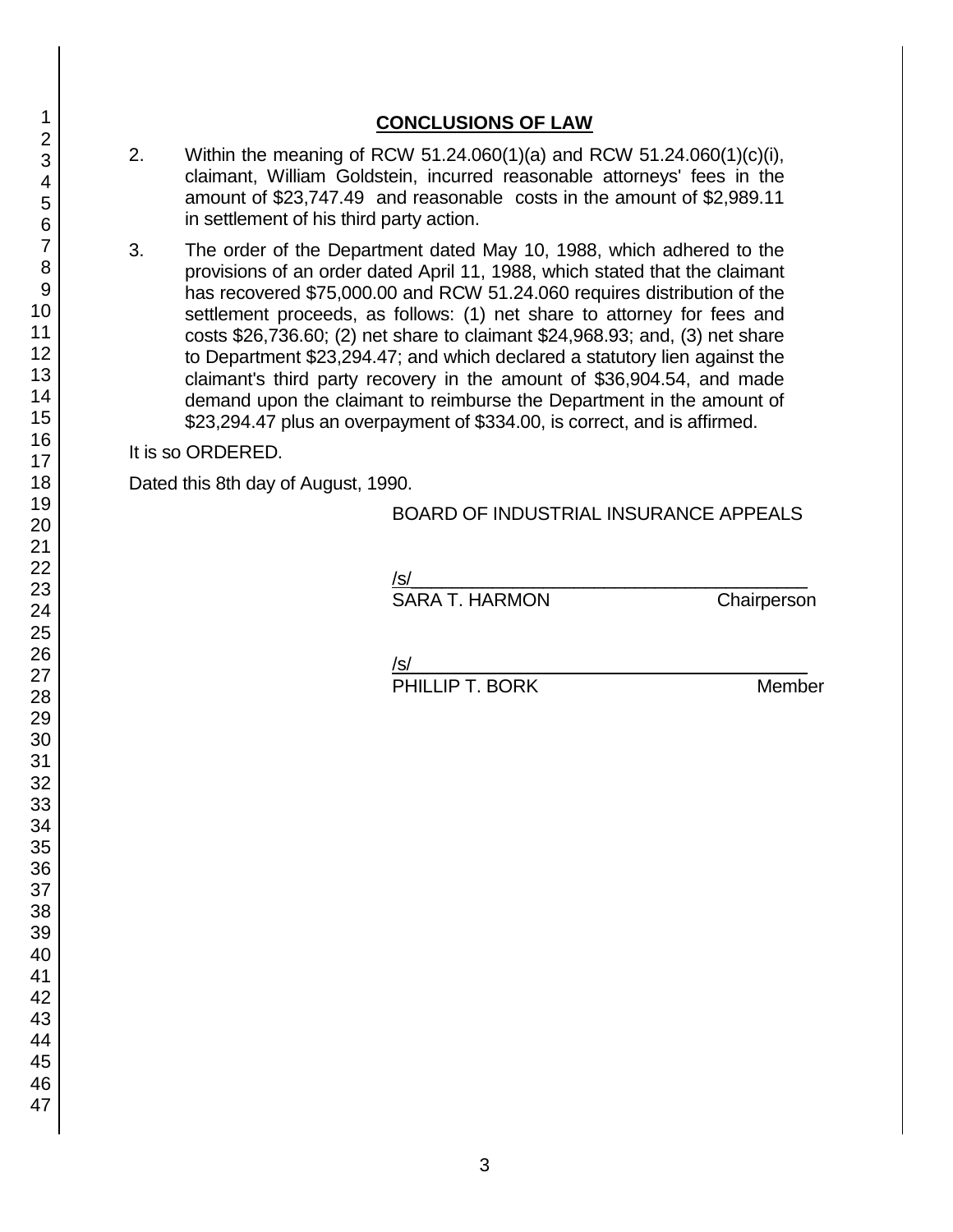## CONCLUSIONS OF LAW

2. Within the meaning of RCW 51.24.060(1)(a) and RCW 51.24.060(1)(c)(i), claimant, William Goldstein, incurred reasonable attorneys' fees in the amount of $23,747.49 and reasonable costs in the amount of $2,989.11 in settlement of his third party action.

3. The order of the Department dated May 10, 1988, which adhered to the provisions of an order dated April 11, 1988, which stated that the claimant has recovered $75,000.00 and RCW 51.24.060 requires distribution of the settlement proceeds, as follows: (1) net share to attorney for fees and costs $26,736.60; (2) net share to claimant $24,968.93; and, (3) net share to Department $23,294.47; and which declared a statutory lien against the claimant's third party recovery in the amount of $36,904.54, and made demand upon the claimant to reimburse the Department in the amount of $23,294.47 plus an overpayment of $334.00, is correct, and is affirmed.

It is so ORDERED.

Dated this 8th day of August, 1990.

BOARD OF INDUSTRIAL INSURANCE APPEALS

/s/
SARA T. HARMON Chairperson

/s/
PHILLIP T. BORK Member